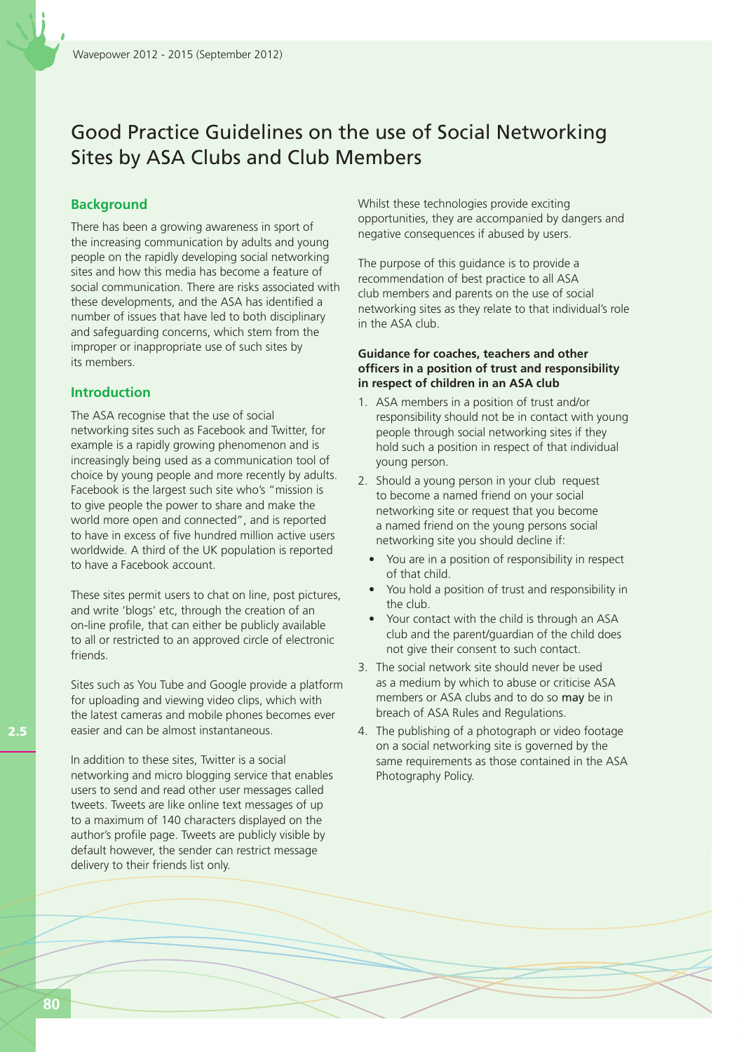# Good Practice Guidelines on the use of Social Networking Sites by ASA Clubs and Club Members

## Background

There has been a growing awareness in sport of the increasing communication by adults and young people on the rapidly developing social networking sites and how this media has become a feature of social communication. There are risks associated with these developments, and the ASA has identified a number of issues that have led to both disciplinary and safeguarding concerns, which stem from the improper or inappropriate use of such sites by its members.

## Introduction

The ASA recognise that the use of social networking sites such as Facebook and Twitter, for example is a rapidly growing phenomenon and is increasingly being used as a communication tool of choice by young people and more recently by adults. Facebook is the largest such site who's "mission is to give people the power to share and make the world more open and connected", and is reported to have in excess of five hundred million active users worldwide. A third of the UK population is reported to have a Facebook account.

These sites permit users to chat on line, post pictures, and write 'blogs' etc, through the creation of an on-line profile, that can either be publicly available to all or restricted to an approved circle of electronic friends.

Sites such as You Tube and Google provide a platform for uploading and viewing video clips, which with the latest cameras and mobile phones becomes ever easier and can be almost instantaneous.

In addition to these sites, Twitter is a social networking and micro blogging service that enables users to send and read other user messages called tweets. Tweets are like online text messages of up to a maximum of 140 characters displayed on the author's profile page. Tweets are publicly visible by default however, the sender can restrict message delivery to their friends list only.

Whilst these technologies provide exciting opportunities, they are accompanied by dangers and negative consequences if abused by users.

The purpose of this guidance is to provide a recommendation of best practice to all ASA club members and parents on the use of social networking sites as they relate to that individual's role in the ASA club.

**Guidance for coaches, teachers and other officers in a position of trust and responsibility in respect of children in an ASA club**

1. ASA members in a position of trust and/or responsibility should not be in contact with young people through social networking sites if they hold such a position in respect of that individual young person.
2. Should a young person in your club request to become a named friend on your social networking site or request that you become a named friend on the young persons social networking site you should decline if:
   - You are in a position of responsibility in respect of that child.
   - You hold a position of trust and responsibility in the club.
   - Your contact with the child is through an ASA club and the parent/guardian of the child does not give their consent to such contact.
3. The social network site should never be used as a medium by which to abuse or criticise ASA members or ASA clubs and to do so **may** be in breach of ASA Rules and Regulations.
4. The publishing of a photograph or video footage on a social networking site is governed by the same requirements as those contained in the ASA Photography Policy.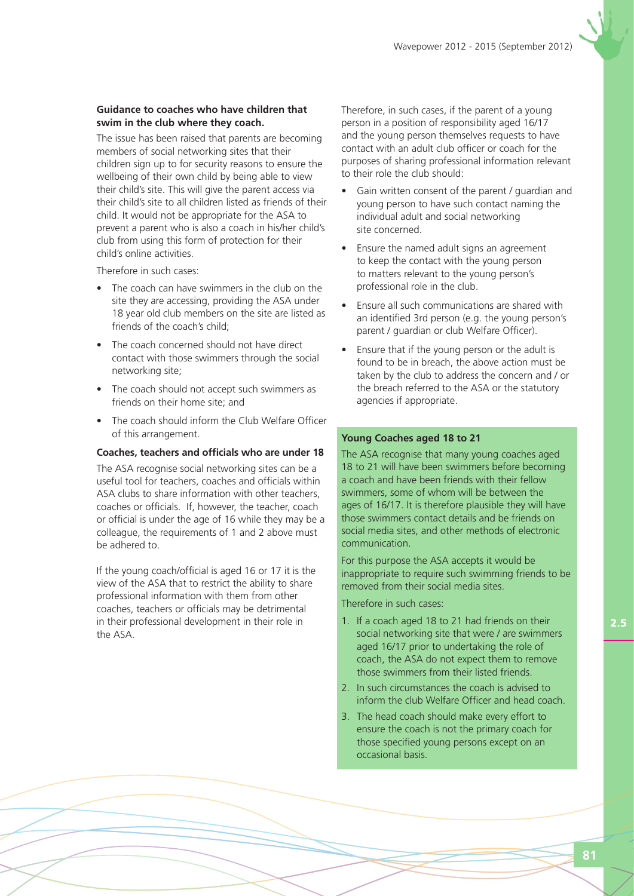**Guidance to coaches who have children that swim in the club where they coach.**

The issue has been raised that parents are becoming members of social networking sites that their children sign up to for security reasons to ensure the wellbeing of their own child by being able to view their child's site. This will give the parent access via their child's site to all children listed as friends of their child. It would not be appropriate for the ASA to prevent a parent who is also a coach in his/her child's club from using this form of protection for their child's online activities.

Therefore in such cases:

- The coach can have swimmers in the club on the site they are accessing, providing the ASA under 18 year old club members on the site are listed as friends of the coach's child;
- The coach concerned should not have direct contact with those swimmers through the social networking site;
- The coach should not accept such swimmers as friends on their home site; and
- The coach should inform the Club Welfare Officer of this arrangement.

**Coaches, teachers and officials who are under 18**

The ASA recognise social networking sites can be a useful tool for teachers, coaches and officials within ASA clubs to share information with other teachers, coaches or officials. If, however, the teacher, coach or official is under the age of 16 while they may be a colleague, the requirements of 1 and 2 above must be adhered to.

If the young coach/official is aged 16 or 17 it is the view of the ASA that to restrict the ability to share professional information with them from other coaches, teachers or officials may be detrimental in their professional development in their role in the ASA.

Therefore, in such cases, if the parent of a young person in a position of responsibility aged 16/17 and the young person themselves requests to have contact with an adult club officer or coach for the purposes of sharing professional information relevant to their role the club should:

- Gain written consent of the parent / guardian and young person to have such contact naming the individual adult and social networking site concerned.
- Ensure the named adult signs an agreement to keep the contact with the young person to matters relevant to the young person's professional role in the club.
- Ensure all such communications are shared with an identified 3rd person (e.g. the young person's parent / guardian or club Welfare Officer).
- Ensure that if the young person or the adult is found to be in breach, the above action must be taken by the club to address the concern and / or the breach referred to the ASA or the statutory agencies if appropriate.

**Young Coaches aged 18 to 21**

The ASA recognise that many young coaches aged 18 to 21 will have been swimmers before becoming a coach and have been friends with their fellow swimmers, some of whom will be between the ages of 16/17. It is therefore plausible they will have those swimmers contact details and be friends on social media sites, and other methods of electronic communication.

For this purpose the ASA accepts it would be inappropriate to require such swimming friends to be removed from their social media sites.

Therefore in such cases:

1. If a coach aged 18 to 21 had friends on their social networking site that were / are swimmers aged 16/17 prior to undertaking the role of coach, the ASA do not expect them to remove those swimmers from their listed friends.
2. In such circumstances the coach is advised to inform the club Welfare Officer and head coach.
3. The head coach should make every effort to ensure the coach is not the primary coach for those specified young persons except on an occasional basis.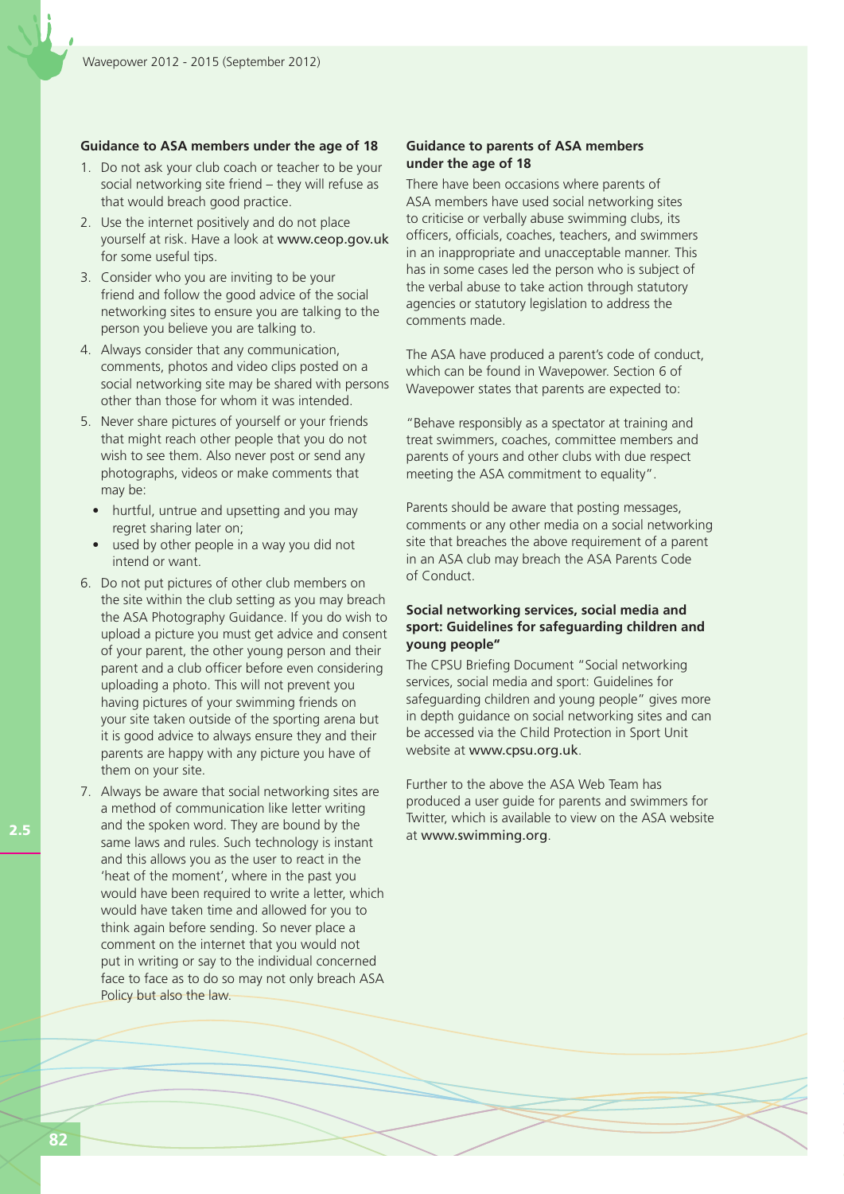### Guidance to ASA members under the age of 18

1. Do not ask your club coach or teacher to be your social networking site friend – they will refuse as that would breach good practice.
2. Use the internet positively and do not place yourself at risk. Have a look at www.ceop.gov.uk for some useful tips.
3. Consider who you are inviting to be your friend and follow the good advice of the social networking sites to ensure you are talking to the person you believe you are talking to.
4. Always consider that any communication, comments, photos and video clips posted on a social networking site may be shared with persons other than those for whom it was intended.
5. Never share pictures of yourself or your friends that might reach other people that you do not wish to see them. Also never post or send any photographs, videos or make comments that may be:
   - hurtful, untrue and upsetting and you may regret sharing later on;
   - used by other people in a way you did not intend or want.
6. Do not put pictures of other club members on the site within the club setting as you may breach the ASA Photography Guidance. If you do wish to upload a picture you must get advice and consent of your parent, the other young person and their parent and a club officer before even considering uploading a photo. This will not prevent you having pictures of your swimming friends on your site taken outside of the sporting arena but it is good advice to always ensure they and their parents are happy with any picture you have of them on your site.
7. Always be aware that social networking sites are a method of communication like letter writing and the spoken word. They are bound by the same laws and rules. Such technology is instant and this allows you as the user to react in the 'heat of the moment', where in the past you would have been required to write a letter, which would have taken time and allowed for you to think again before sending. So never place a comment on the internet that you would not put in writing or say to the individual concerned face to face as to do so may not only breach ASA Policy but also the law.

### Guidance to parents of ASA members under the age of 18

There have been occasions where parents of ASA members have used social networking sites to criticise or verbally abuse swimming clubs, its officers, officials, coaches, teachers, and swimmers in an inappropriate and unacceptable manner. This has in some cases led the person who is subject of the verbal abuse to take action through statutory agencies or statutory legislation to address the comments made.

The ASA have produced a parent's code of conduct, which can be found in Wavepower. Section 6 of Wavepower states that parents are expected to:

"Behave responsibly as a spectator at training and treat swimmers, coaches, committee members and parents of yours and other clubs with due respect meeting the ASA commitment to equality".

Parents should be aware that posting messages, comments or any other media on a social networking site that breaches the above requirement of a parent in an ASA club may breach the ASA Parents Code of Conduct.

### Social networking services, social media and sport: Guidelines for safeguarding children and young people"

The CPSU Briefing Document "Social networking services, social media and sport: Guidelines for safeguarding children and young people" gives more in depth guidance on social networking sites and can be accessed via the Child Protection in Sport Unit website at www.cpsu.org.uk.

Further to the above the ASA Web Team has produced a user guide for parents and swimmers for Twitter, which is available to view on the ASA website at www.swimming.org.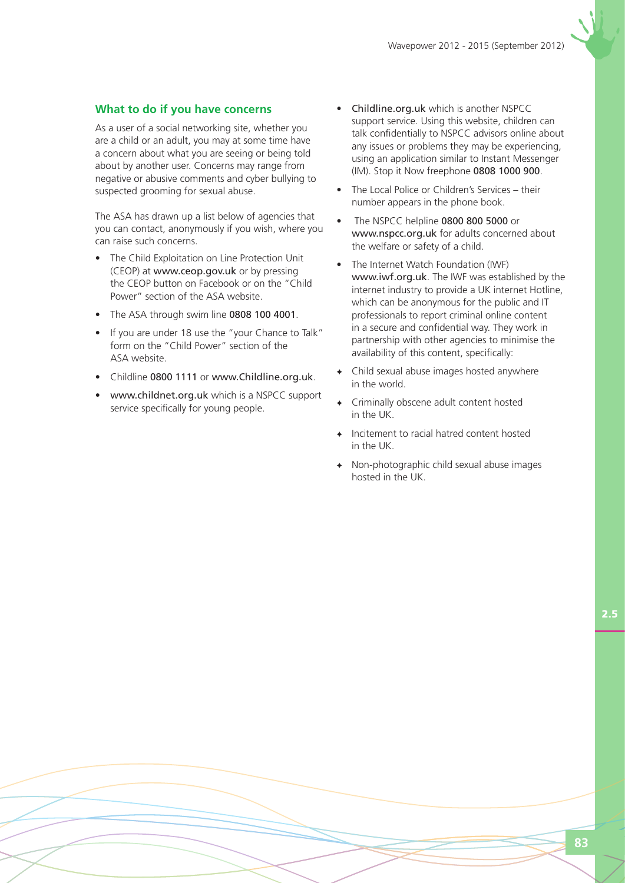## What to do if you have concerns

As a user of a social networking site, whether you are a child or an adult, you may at some time have a concern about what you are seeing or being told about by another user. Concerns may range from negative or abusive comments and cyber bullying to suspected grooming for sexual abuse.

The ASA has drawn up a list below of agencies that you can contact, anonymously if you wish, where you can raise such concerns.

- The Child Exploitation on Line Protection Unit (CEOP) at www.ceop.gov.uk or by pressing the CEOP button on Facebook or on the "Child Power" section of the ASA website.
- The ASA through swim line 0808 100 4001.
- If you are under 18 use the "your Chance to Talk" form on the "Child Power" section of the ASA website.
- Childline 0800 1111 or www.Childline.org.uk.
- www.childnet.org.uk which is a NSPCC support service specifically for young people.
- Childline.org.uk which is another NSPCC support service. Using this website, children can talk confidentially to NSPCC advisors online about any issues or problems they may be experiencing, using an application similar to Instant Messenger (IM). Stop it Now freephone 0808 1000 900.
- The Local Police or Children's Services – their number appears in the phone book.
- The NSPCC helpline 0800 800 5000 or www.nspcc.org.uk for adults concerned about the welfare or safety of a child.
- The Internet Watch Foundation (IWF) www.iwf.org.uk. The IWF was established by the internet industry to provide a UK internet Hotline, which can be anonymous for the public and IT professionals to report criminal online content in a secure and confidential way. They work in partnership with other agencies to minimise the availability of this content, specifically:
  - Child sexual abuse images hosted anywhere in the world.
  - Criminally obscene adult content hosted in the UK.
  - Incitement to racial hatred content hosted in the UK.
  - Non-photographic child sexual abuse images hosted in the UK.